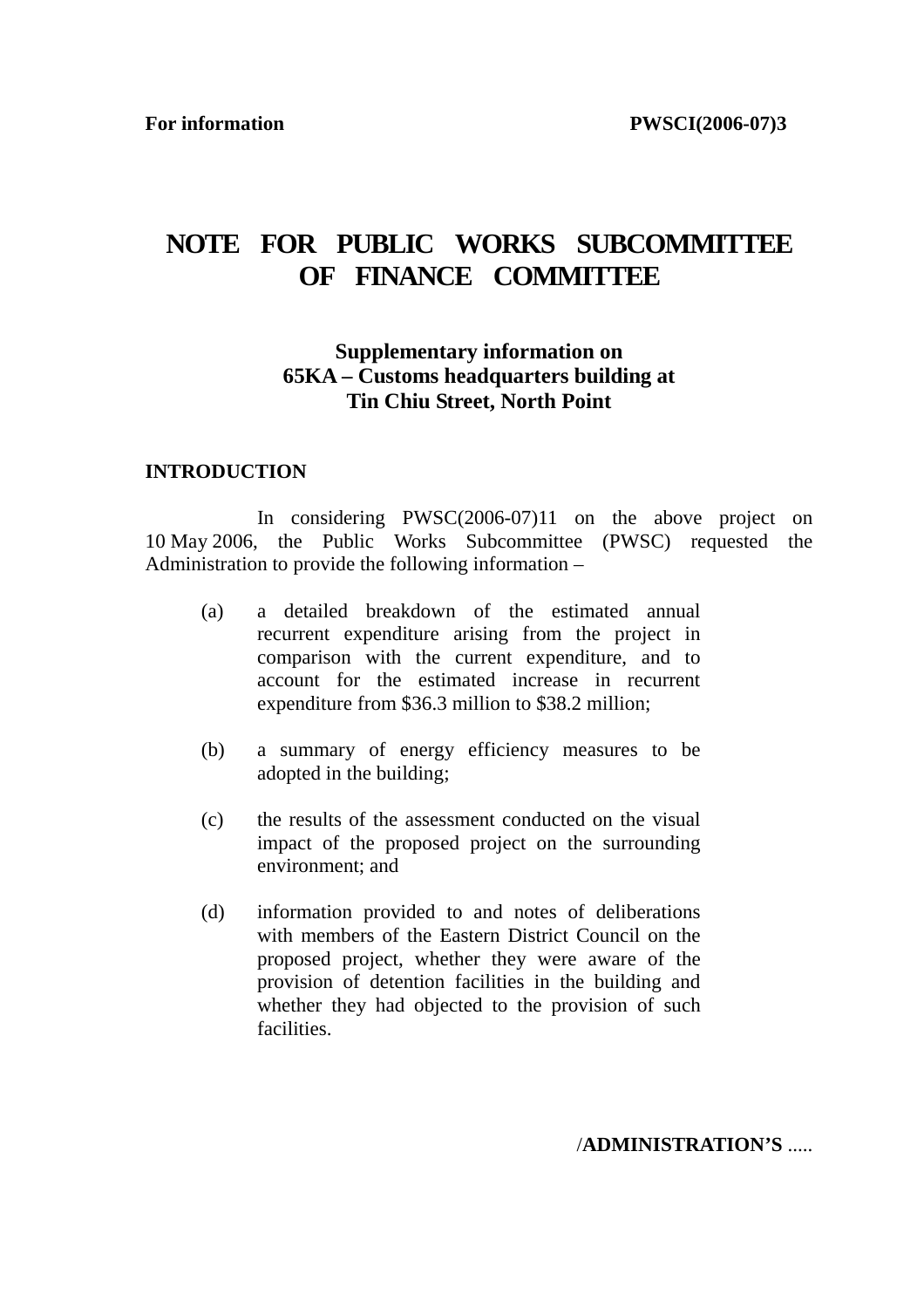**For information** **PWSCI(2006-07)3**

# NOTE FOR PUBLIC WORKS SUBCOMMITTEE OF FINANCE COMMITTEE

### Supplementary information on 65KA – Customs headquarters building at Tin Chiu Street, North Point

## INTRODUCTION

In considering PWSC(2006-07)11 on the above project on 10 May 2006, the Public Works Subcommittee (PWSC) requested the Administration to provide the following information –

(a) a detailed breakdown of the estimated annual recurrent expenditure arising from the project in comparison with the current expenditure, and to account for the estimated increase in recurrent expenditure from $36.3 million to $38.2 million;

(b) a summary of energy efficiency measures to be adopted in the building;

(c) the results of the assessment conducted on the visual impact of the proposed project on the surrounding environment; and

(d) information provided to and notes of deliberations with members of the Eastern District Council on the proposed project, whether they were aware of the provision of detention facilities in the building and whether they had objected to the provision of such facilities.

/**ADMINISTRATION'S** .....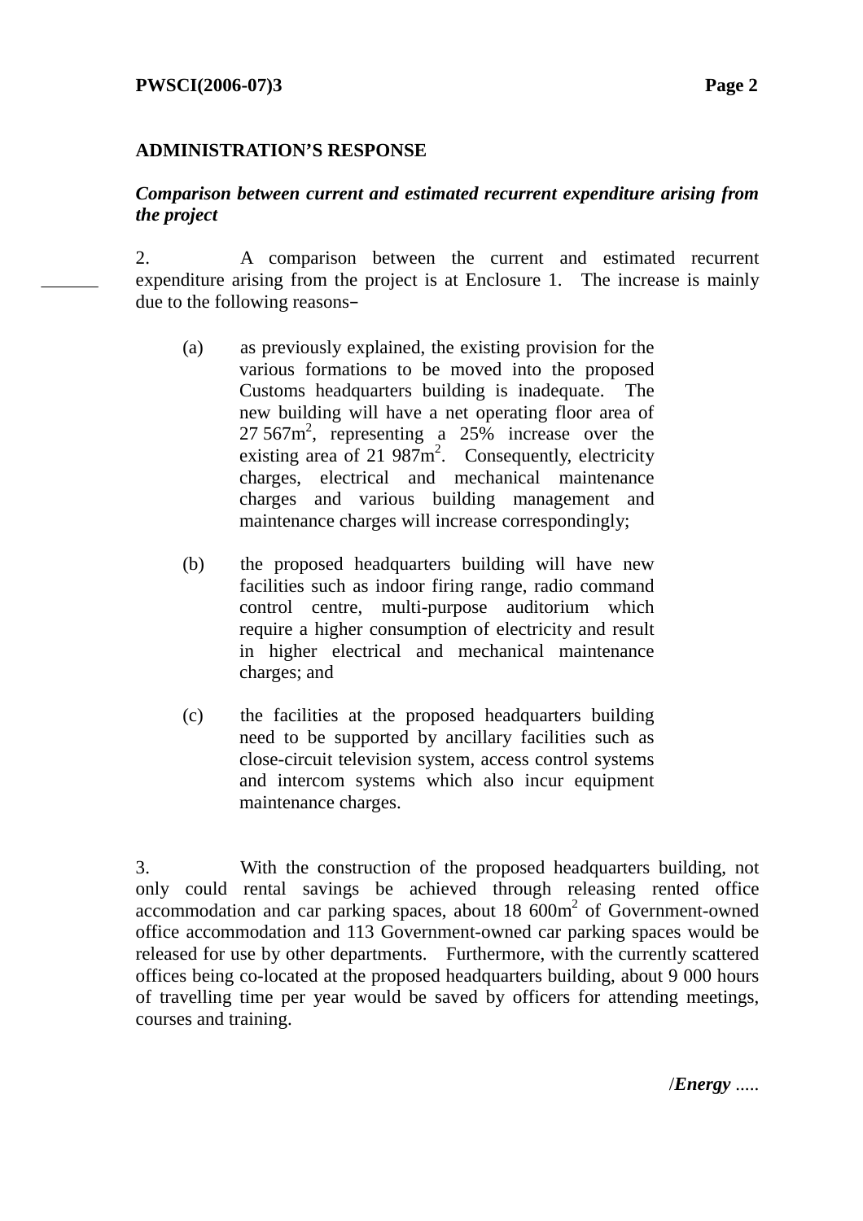## ADMINISTRATION'S RESPONSE

***Comparison between current and estimated recurrent expenditure arising from the project***

2. A comparison between the current and estimated recurrent expenditure arising from the project is at Enclosure 1. The increase is mainly due to the following reasons–

(a) as previously explained, the existing provision for the various formations to be moved into the proposed Customs headquarters building is inadequate. The new building will have a net operating floor area of 27 567m$^2$, representing a 25% increase over the existing area of 21 987m$^2$. Consequently, electricity charges, electrical and mechanical maintenance charges and various building management and maintenance charges will increase correspondingly;

(b) the proposed headquarters building will have new facilities such as indoor firing range, radio command control centre, multi-purpose auditorium which require a higher consumption of electricity and result in higher electrical and mechanical maintenance charges; and

(c) the facilities at the proposed headquarters building need to be supported by ancillary facilities such as close-circuit television system, access control systems and intercom systems which also incur equipment maintenance charges.

3. With the construction of the proposed headquarters building, not only could rental savings be achieved through releasing rented office accommodation and car parking spaces, about 18 600m$^2$ of Government-owned office accommodation and 113 Government-owned car parking spaces would be released for use by other departments. Furthermore, with the currently scattered offices being co-located at the proposed headquarters building, about 9 000 hours of travelling time per year would be saved by officers for attending meetings, courses and training.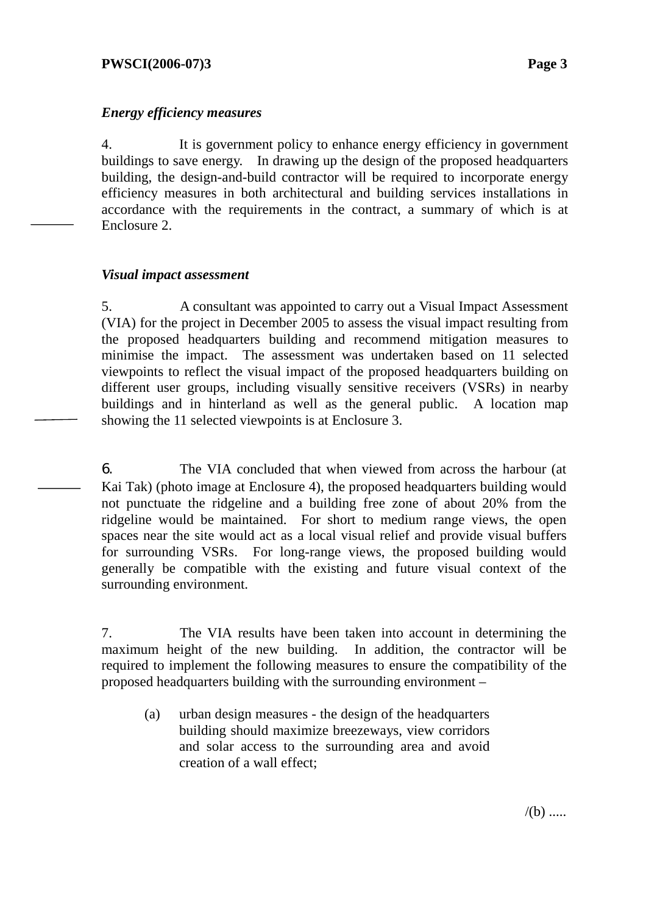*Energy efficiency measures*

4. It is government policy to enhance energy efficiency in government buildings to save energy. In drawing up the design of the proposed headquarters building, the design-and-build contractor will be required to incorporate energy efficiency measures in both architectural and building services installations in accordance with the requirements in the contract, a summary of which is at Enclosure 2.

*Visual impact assessment*

5. A consultant was appointed to carry out a Visual Impact Assessment (VIA) for the project in December 2005 to assess the visual impact resulting from the proposed headquarters building and recommend mitigation measures to minimise the impact. The assessment was undertaken based on 11 selected viewpoints to reflect the visual impact of the proposed headquarters building on different user groups, including visually sensitive receivers (VSRs) in nearby buildings and in hinterland as well as the general public. A location map showing the 11 selected viewpoints is at Enclosure 3.

6. The VIA concluded that when viewed from across the harbour (at Kai Tak) (photo image at Enclosure 4), the proposed headquarters building would not punctuate the ridgeline and a building free zone of about 20% from the ridgeline would be maintained. For short to medium range views, the open spaces near the site would act as a local visual relief and provide visual buffers for surrounding VSRs. For long-range views, the proposed building would generally be compatible with the existing and future visual context of the surrounding environment.

7. The VIA results have been taken into account in determining the maximum height of the new building. In addition, the contractor will be required to implement the following measures to ensure the compatibility of the proposed headquarters building with the surrounding environment –

(a) urban design measures - the design of the headquarters building should maximize breezeways, view corridors and solar access to the surrounding area and avoid creation of a wall effect;

/(b) .....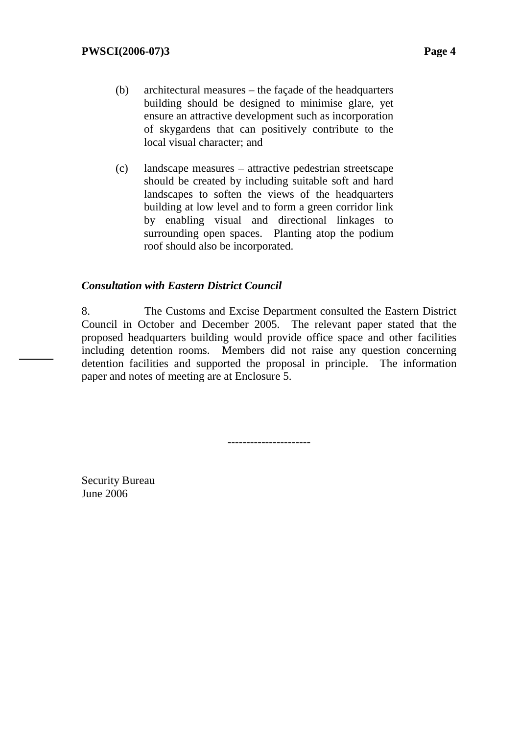(b) architectural measures – the façade of the headquarters building should be designed to minimise glare, yet ensure an attractive development such as incorporation of skygardens that can positively contribute to the local visual character; and

(c) landscape measures – attractive pedestrian streetscape should be created by including suitable soft and hard landscapes to soften the views of the headquarters building at low level and to form a green corridor link by enabling visual and directional linkages to surrounding open spaces. Planting atop the podium roof should also be incorporated.

***Consultation with Eastern District Council***

8. The Customs and Excise Department consulted the Eastern District Council in October and December 2005. The relevant paper stated that the proposed headquarters building would provide office space and other facilities including detention rooms. Members did not raise any question concerning detention facilities and supported the proposal in principle. The information paper and notes of meeting are at Enclosure 5.

---------------------

Security Bureau
June 2006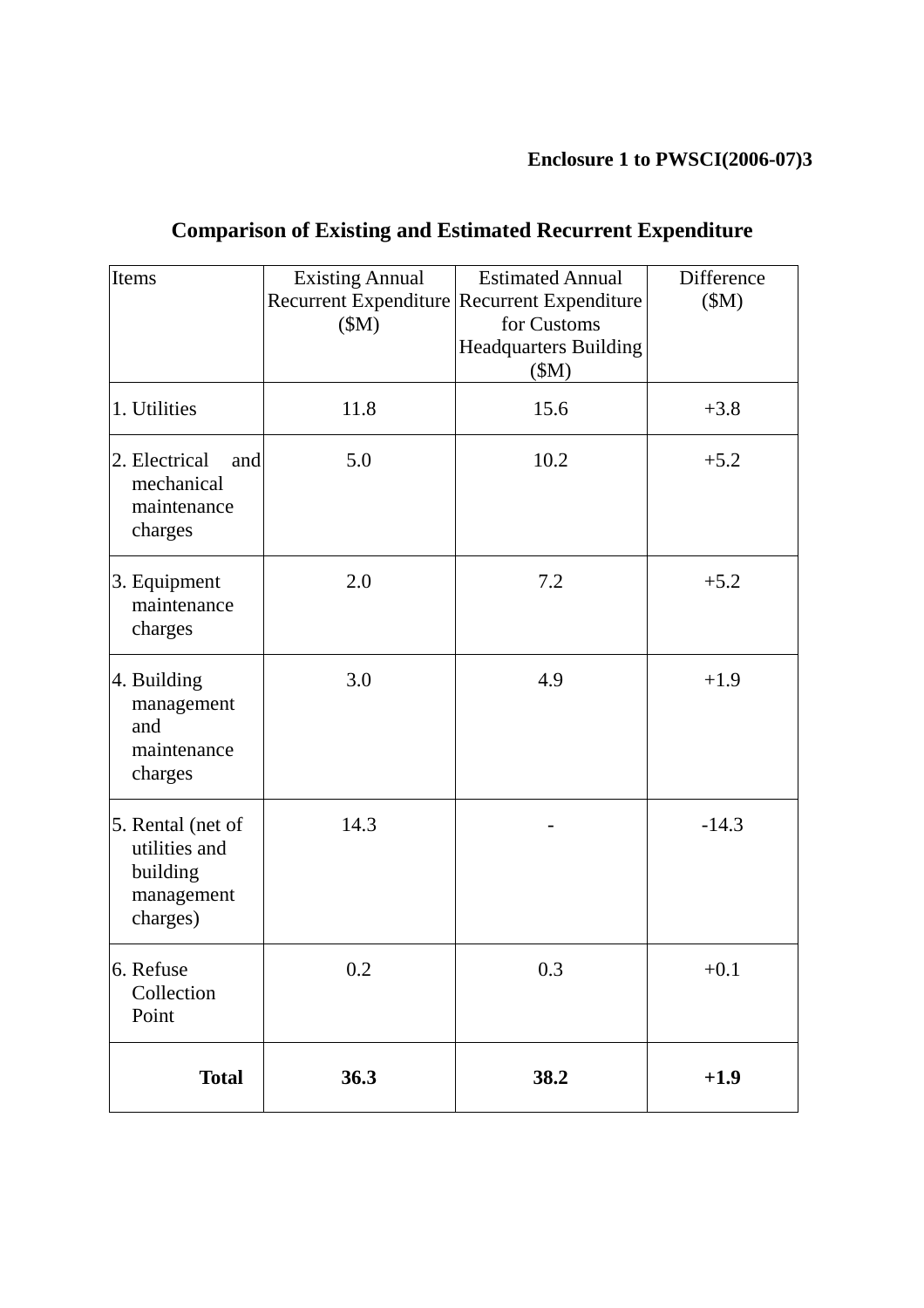**Enclosure 1 to PWSCI(2006-07)3**

## Comparison of Existing and Estimated Recurrent Expenditure

| Items | Existing Annual Recurrent Expenditure ($M) | Estimated Annual Recurrent Expenditure for Customs Headquarters Building ($M) | Difference ($M) |
|---|---|---|---|
| 1. Utilities | 11.8 | 15.6 | +3.8 |
| 2. Electrical and mechanical maintenance charges | 5.0 | 10.2 | +5.2 |
| 3. Equipment maintenance charges | 2.0 | 7.2 | +5.2 |
| 4. Building management and maintenance charges | 3.0 | 4.9 | +1.9 |
| 5. Rental (net of utilities and building management charges) | 14.3 | - | -14.3 |
| 6. Refuse Collection Point | 0.2 | 0.3 | +0.1 |
| **Total** | **36.3** | **38.2** | **+1.9** |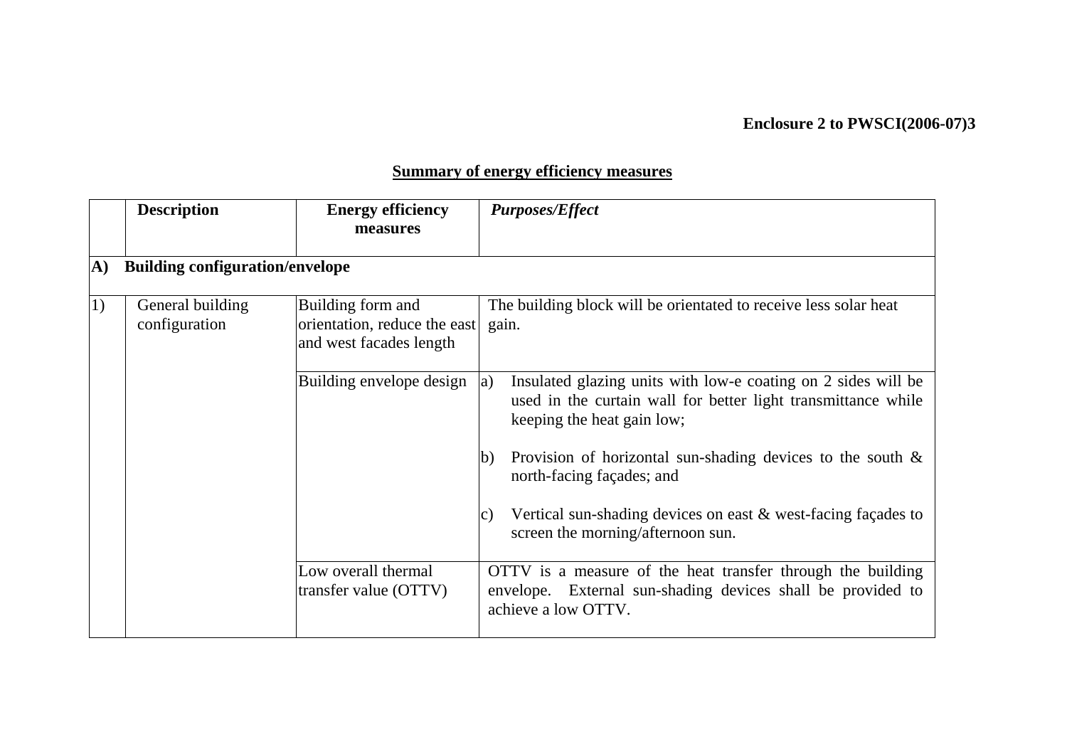**Enclosure 2 to PWSCI(2006-07)3**

## Summary of energy efficiency measures

| | **Description** | **Energy efficiency measures** | ***Purposes/Effect*** |
|---|---|---|---|
| **A)** | **Building configuration/envelope** | | |
| 1) | General building configuration | Building form and orientation, reduce the east and west facades length | The building block will be orientated to receive less solar heat gain. |
| | | Building envelope design | a) Insulated glazing units with low-e coating on 2 sides will be used in the curtain wall for better light transmittance while keeping the heat gain low;<br><br>b) Provision of horizontal sun-shading devices to the south & north-facing façades; and<br><br>c) Vertical sun-shading devices on east & west-facing façades to screen the morning/afternoon sun. |
| | | Low overall thermal transfer value (OTTV) | OTTV is a measure of the heat transfer through the building envelope. External sun-shading devices shall be provided to achieve a low OTTV. |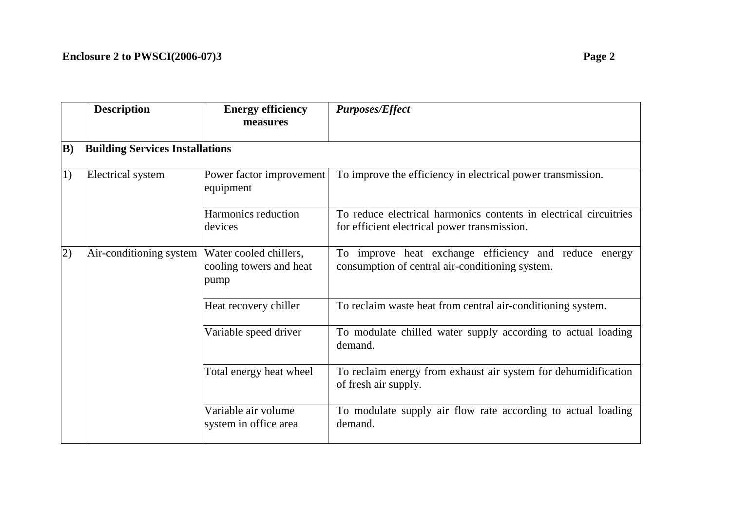| | Description | Energy efficiency measures | *Purposes/Effect* |
|---|---|---|---|
| **B)** | **Building Services Installations** | | |
| 1) | Electrical system | Power factor improvement equipment | To improve the efficiency in electrical power transmission. |
| | | Harmonics reduction devices | To reduce electrical harmonics contents in electrical circuitries for efficient electrical power transmission. |
| 2) | Air-conditioning system | Water cooled chillers, cooling towers and heat pump | To improve heat exchange efficiency and reduce energy consumption of central air-conditioning system. |
| | | Heat recovery chiller | To reclaim waste heat from central air-conditioning system. |
| | | Variable speed driver | To modulate chilled water supply according to actual loading demand. |
| | | Total energy heat wheel | To reclaim energy from exhaust air system for dehumidification of fresh air supply. |
| | | Variable air volume system in office area | To modulate supply air flow rate according to actual loading demand. |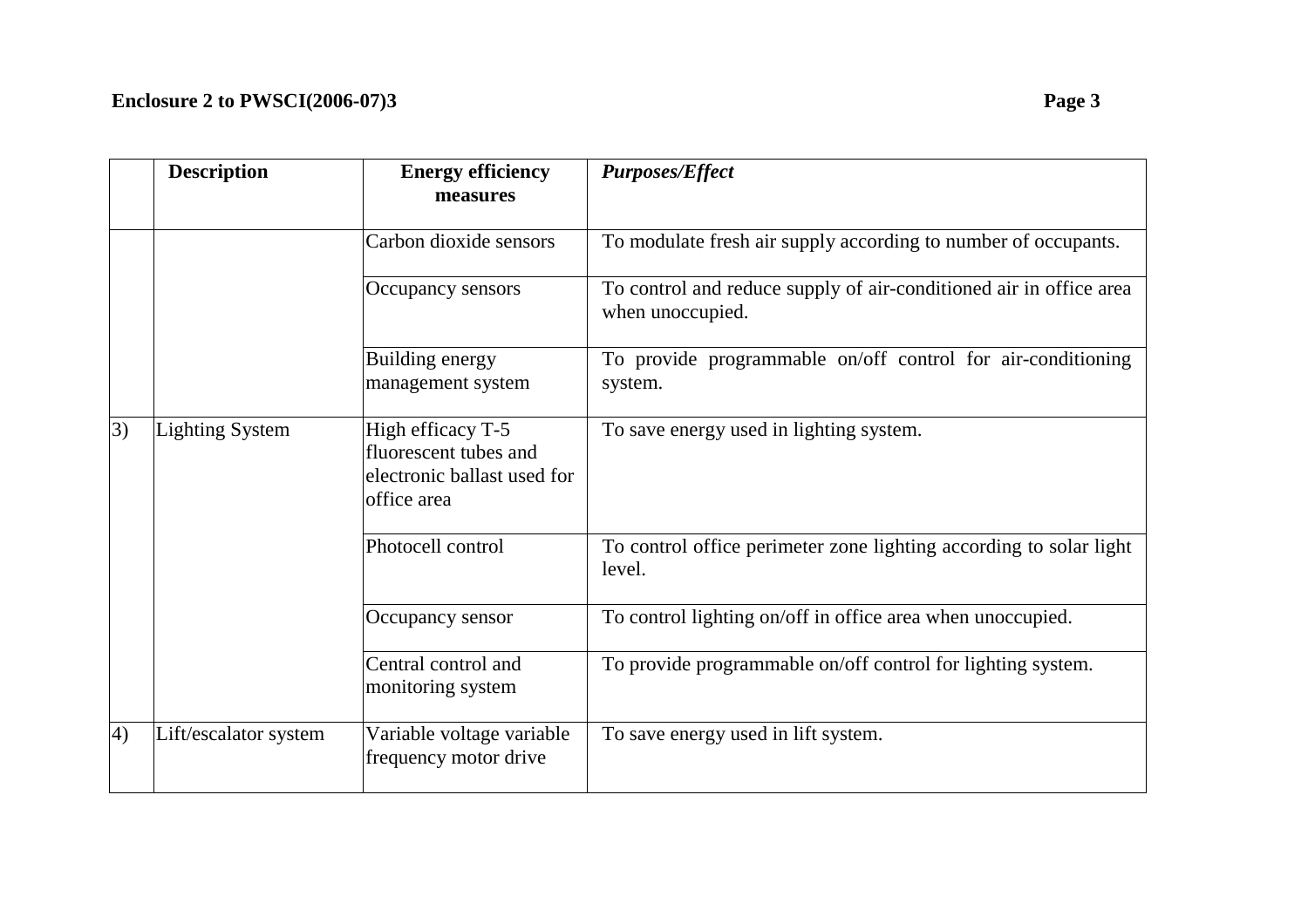|  | Description | Energy efficiency measures | *Purposes/Effect* |
|---|---|---|---|
|  |  | Carbon dioxide sensors | To modulate fresh air supply according to number of occupants. |
|  |  | Occupancy sensors | To control and reduce supply of air-conditioned air in office area when unoccupied. |
|  |  | Building energy management system | To provide programmable on/off control for air-conditioning system. |
| 3) | Lighting System | High efficacy T-5 fluorescent tubes and electronic ballast used for office area | To save energy used in lighting system. |
|  |  | Photocell control | To control office perimeter zone lighting according to solar light level. |
|  |  | Occupancy sensor | To control lighting on/off in office area when unoccupied. |
|  |  | Central control and monitoring system | To provide programmable on/off control for lighting system. |
| 4) | Lift/escalator system | Variable voltage variable frequency motor drive | To save energy used in lift system. |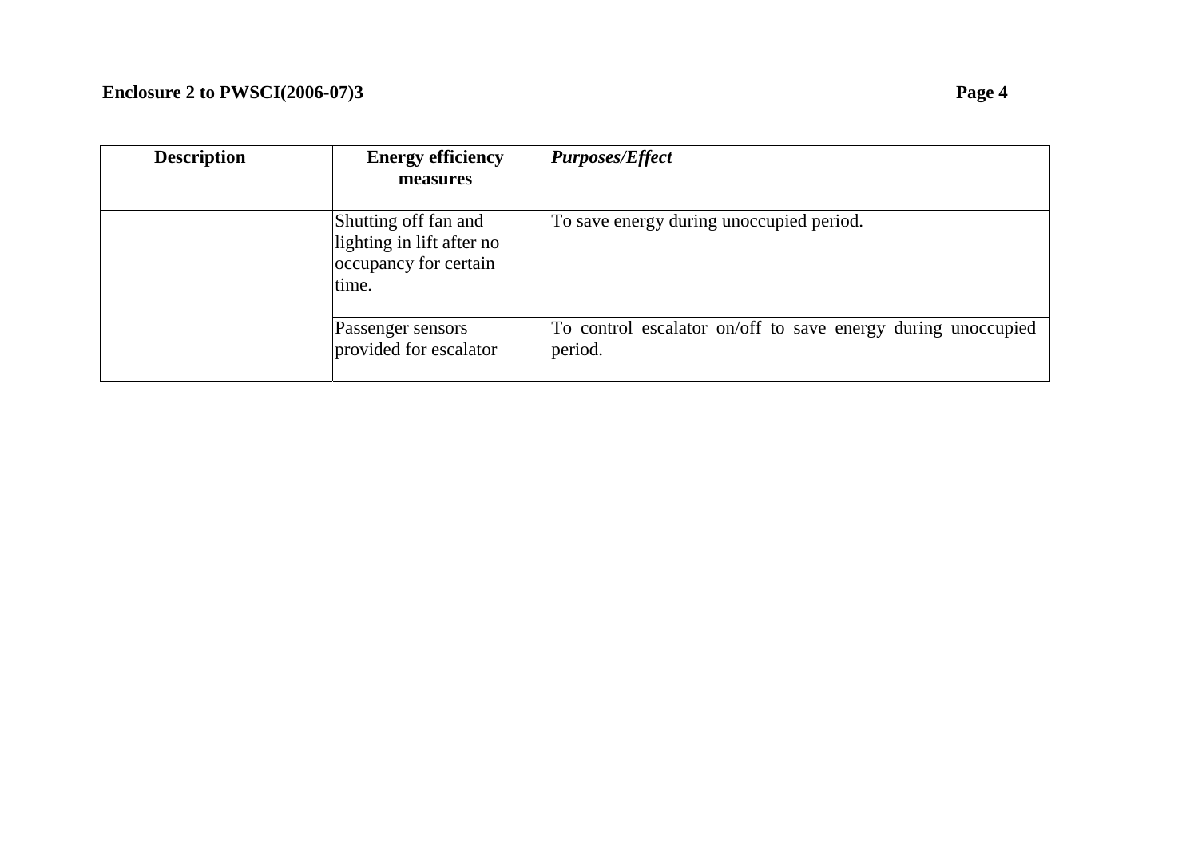| | Description | Energy efficiency measures | *Purposes/Effect* |
|---|---|---|---|
| | | Shutting off fan and lighting in lift after no occupancy for certain time. | To save energy during unoccupied period. |
| | | Passenger sensors provided for escalator | To control escalator on/off to save energy during unoccupied period. |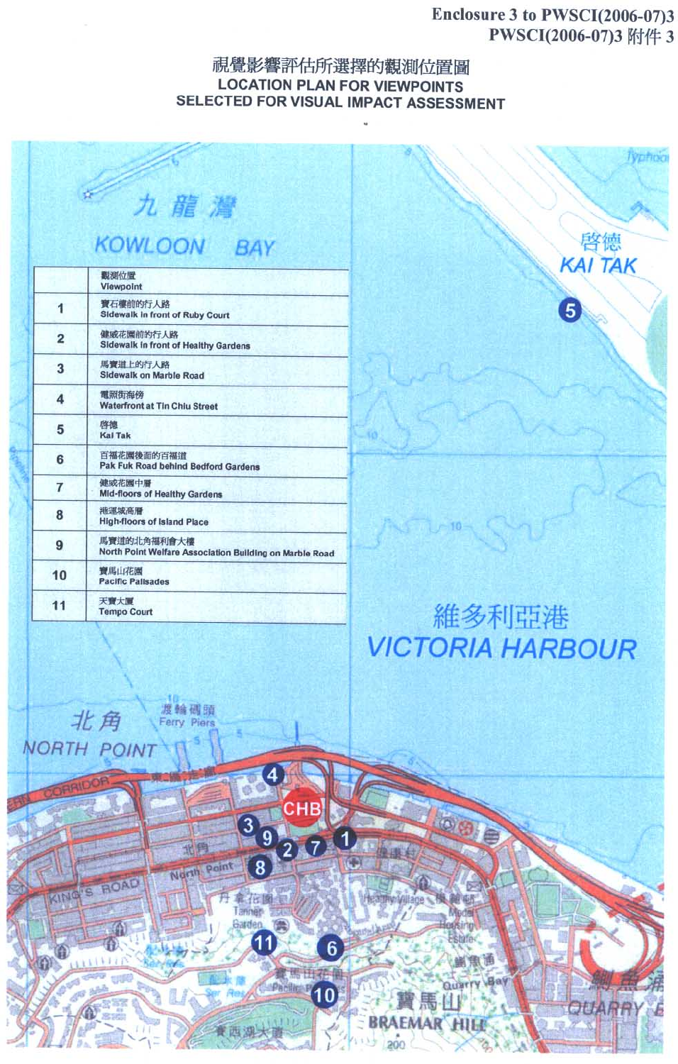Enclosure 3 to PWSCI(2006-07)3
PWSCI(2006-07)3 附件 3

# 視覺影響評估所選擇的觀測位置圖
# LOCATION PLAN FOR VIEWPOINTS SELECTED FOR VISUAL IMPACT ASSESSMENT

| | 觀測位置 Viewpoint |
|---|---|
| 1 | 寶石樓前的行人路 Sidewalk in front of Ruby Court |
| 2 | 健威花園前的行人路 Sidewalk in front of Healthy Gardens |
| 3 | 馬寶道上的行人路 Sidewalk on Marble Road |
| 4 | 電照街海傍 Waterfront at Tin Chiu Street |
| 5 | 啓德 Kai Tak |
| 6 | 百福花園後面的百福道 Pak Fuk Road behind Bedford Gardens |
| 7 | 健威花園中層 Mid-floors of Healthy Gardens |
| 8 | 港運城高層 High-floors of Island Place |
| 9 | 馬寶道的北角福利會大樓 North Point Welfare Association Building on Marble Road |
| 10 | 寶馬山花園 Pacific Palisades |
| 11 | 天寶大廈 Tempo Court |

九龍灣 KOWLOON BAY

啓德 KAI TAK

維多利亞港 VICTORIA HARBOUR

北角 NORTH POINT

渡輪碼頭 Ferry Piers

CHB

KING'S ROAD

北角 North Point

丹拿花園 Tanner Garden

寶馬山花園 Pacific Palisades

寶馬山 BRAEMAR HILL

Quarry Bay

鰂魚涌 QUARRY BAY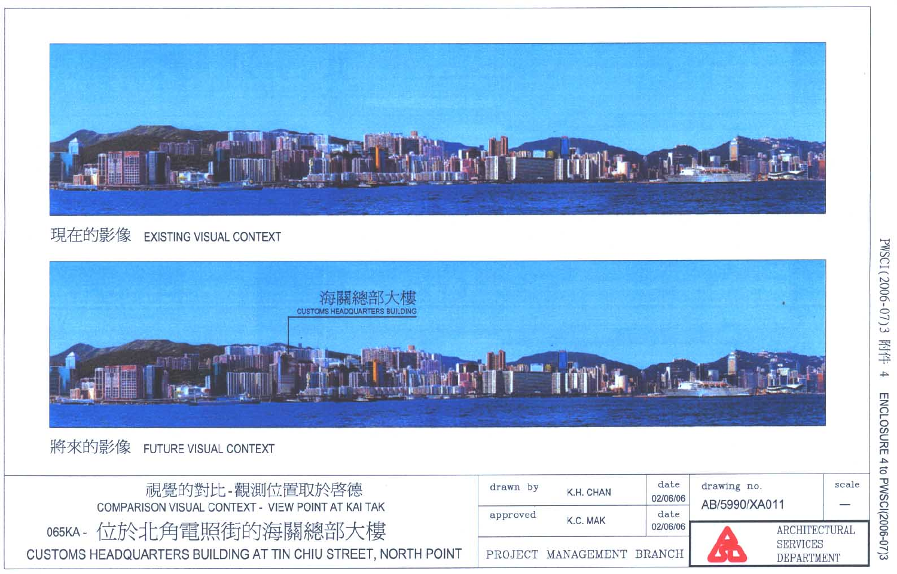現在的影像 EXISTING VISUAL CONTEXT

海關總部大樓
CUSTOMS HEADQUARTERS BUILDING

將來的影像 FUTURE VISUAL CONTEXT

視覺的對比 - 觀測位置取於啟德
COMPARISON VISUAL CONTEXT - VIEW POINT AT KAI TAK

065KA - 位於北角電照街的海關總部大樓
CUSTOMS HEADQUARTERS BUILDING AT TIN CHIU STREET, NORTH POINT

| drawn by | K.H. CHAN | date 02/06/06 | drawing no. AB/5990/XA011 | scale — |
|---|---|---|---|---|
| approved | K.C. MAK | date 02/06/06 | ARCHITECTURAL SERVICES DEPARTMENT | |
| PROJECT MANAGEMENT BRANCH | | | | |

PWSC(2006-07)3 附件 4 ENCLOSURE 4 to PWSC(2006-07)3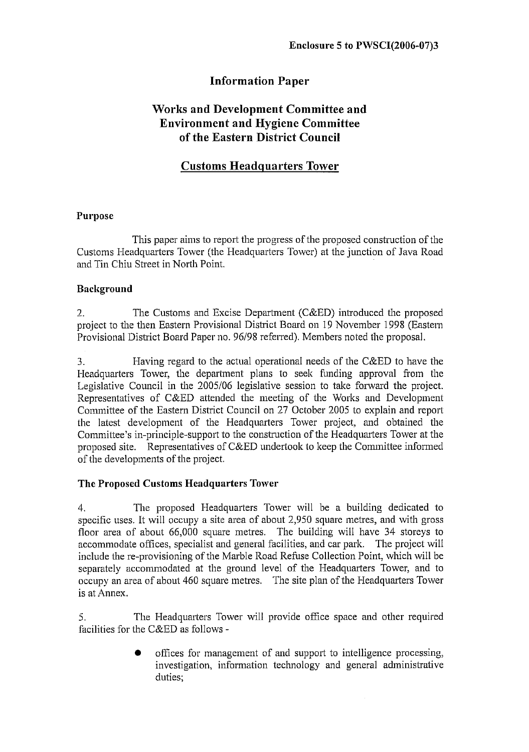**Enclosure 5 to PWSCI(2006-07)3**

# Information Paper

## Works and Development Committee and Environment and Hygiene Committee of the Eastern District Council

## Customs Headquarters Tower

### Purpose

This paper aims to report the progress of the proposed construction of the Customs Headquarters Tower (the Headquarters Tower) at the junction of Java Road and Tin Chiu Street in North Point.

### Background

2. The Customs and Excise Department (C&ED) introduced the proposed project to the then Eastern Provisional District Board on 19 November 1998 (Eastern Provisional District Board Paper no. 96/98 referred). Members noted the proposal.

3. Having regard to the actual operational needs of the C&ED to have the Headquarters Tower, the department plans to seek funding approval from the Legislative Council in the 2005/06 legislative session to take forward the project. Representatives of C&ED attended the meeting of the Works and Development Committee of the Eastern District Council on 27 October 2005 to explain and report the latest development of the Headquarters Tower project, and obtained the Committee's in-principle-support to the construction of the Headquarters Tower at the proposed site. Representatives of C&ED undertook to keep the Committee informed of the developments of the project.

### The Proposed Customs Headquarters Tower

4. The proposed Headquarters Tower will be a building dedicated to specific uses. It will occupy a site area of about 2,950 square metres, and with gross floor area of about 66,000 square metres. The building will have 34 storeys to accommodate offices, specialist and general facilities, and car park. The project will include the re-provisioning of the Marble Road Refuse Collection Point, which will be separately accommodated at the ground level of the Headquarters Tower, and to occupy an area of about 460 square metres. The site plan of the Headquarters Tower is at Annex.

5. The Headquarters Tower will provide office space and other required facilities for the C&ED as follows -

- offices for management of and support to intelligence processing, investigation, information technology and general administrative duties;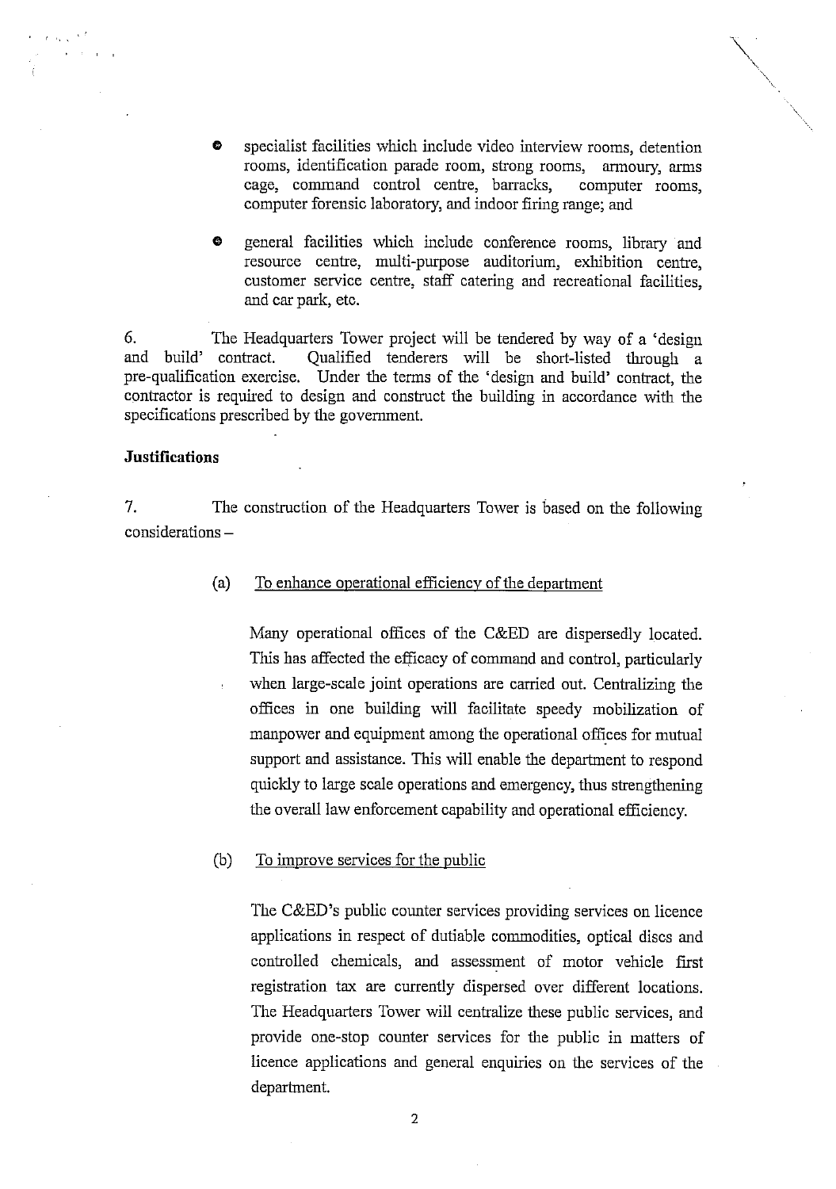- specialist facilities which include video interview rooms, detention rooms, identification parade room, strong rooms, armoury, arms cage, command control centre, barracks, computer rooms, computer forensic laboratory, and indoor firing range; and

- general facilities which include conference rooms, library and resource centre, multi-purpose auditorium, exhibition centre, customer service centre, staff catering and recreational facilities, and car park, etc.

6. The Headquarters Tower project will be tendered by way of a 'design and build' contract. Qualified tenderers will be short-listed through a pre-qualification exercise. Under the terms of the 'design and build' contract, the contractor is required to design and construct the building in accordance with the specifications prescribed by the government.

**Justifications**

7. The construction of the Headquarters Tower is based on the following considerations –

(a) To enhance operational efficiency of the department

Many operational offices of the C&ED are dispersedly located. This has affected the efficacy of command and control, particularly when large-scale joint operations are carried out. Centralizing the offices in one building will facilitate speedy mobilization of manpower and equipment among the operational offices for mutual support and assistance. This will enable the department to respond quickly to large scale operations and emergency, thus strengthening the overall law enforcement capability and operational efficiency.

(b) To improve services for the public

The C&ED's public counter services providing services on licence applications in respect of dutiable commodities, optical discs and controlled chemicals, and assessment of motor vehicle first registration tax are currently dispersed over different locations. The Headquarters Tower will centralize these public services, and provide one-stop counter services for the public in matters of licence applications and general enquiries on the services of the department.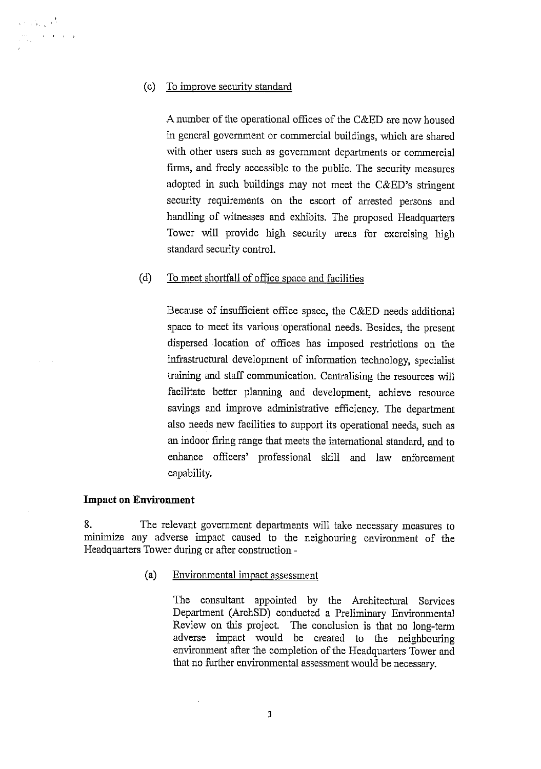(c) To improve security standard

A number of the operational offices of the C&ED are now housed in general government or commercial buildings, which are shared with other users such as government departments or commercial firms, and freely accessible to the public. The security measures adopted in such buildings may not meet the C&ED's stringent security requirements on the escort of arrested persons and handling of witnesses and exhibits. The proposed Headquarters Tower will provide high security areas for exercising high standard security control.

(d) To meet shortfall of office space and facilities

Because of insufficient office space, the C&ED needs additional space to meet its various operational needs. Besides, the present dispersed location of offices has imposed restrictions on the infrastructural development of information technology, specialist training and staff communication. Centralising the resources will facilitate better planning and development, achieve resource savings and improve administrative efficiency. The department also needs new facilities to support its operational needs, such as an indoor firing range that meets the international standard, and to enhance officers' professional skill and law enforcement capability.

**Impact on Environment**

8. The relevant government departments will take necessary measures to minimize any adverse impact caused to the neighouring environment of the Headquarters Tower during or after construction -

(a) Environmental impact assessment

The consultant appointed by the Architectural Services Department (ArchSD) conducted a Preliminary Environmental Review on this project. The conclusion is that no long-term adverse impact would be created to the neighbouring environment after the completion of the Headquarters Tower and that no further environmental assessment would be necessary.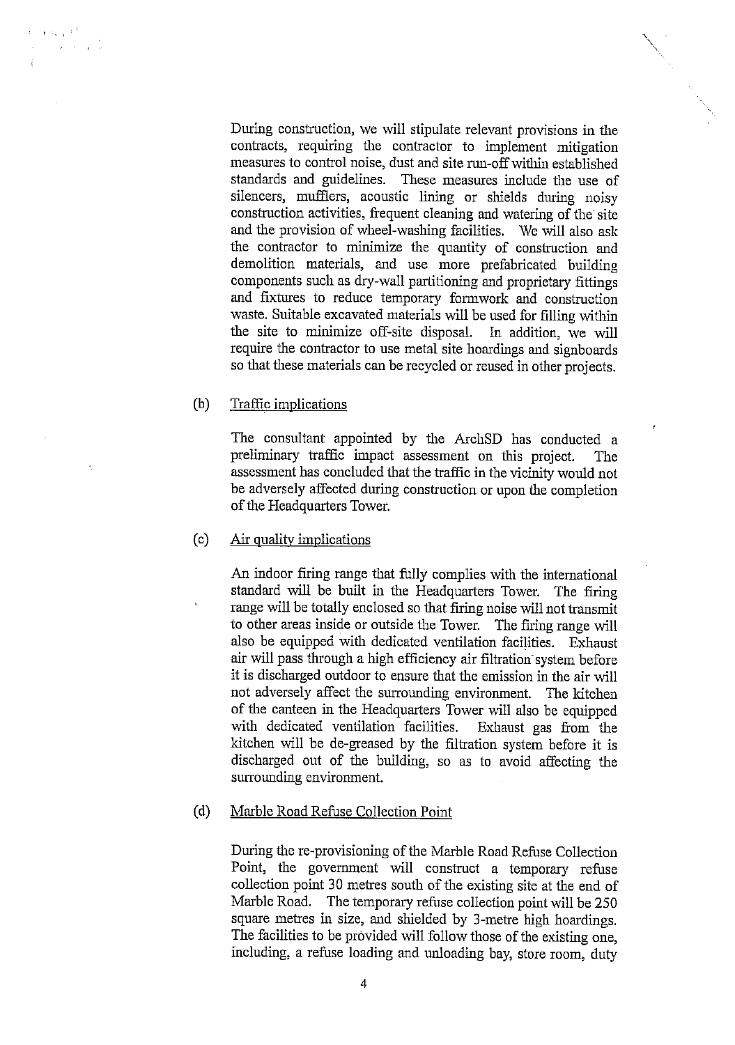During construction, we will stipulate relevant provisions in the contracts, requiring the contractor to implement mitigation measures to control noise, dust and site run-off within established standards and guidelines. These measures include the use of silencers, mufflers, acoustic lining or shields during noisy construction activities, frequent cleaning and watering of the site and the provision of wheel-washing facilities. We will also ask the contractor to minimize the quantity of construction and demolition materials, and use more prefabricated building components such as dry-wall partitioning and proprietary fittings and fixtures to reduce temporary formwork and construction waste. Suitable excavated materials will be used for filling within the site to minimize off-site disposal. In addition, we will require the contractor to use metal site hoardings and signboards so that these materials can be recycled or reused in other projects.

(b) Traffic implications

The consultant appointed by the ArchSD has conducted a preliminary traffic impact assessment on this project. The assessment has concluded that the traffic in the vicinity would not be adversely affected during construction or upon the completion of the Headquarters Tower.

(c) Air quality implications

An indoor firing range that fully complies with the international standard will be built in the Headquarters Tower. The firing range will be totally enclosed so that firing noise will not transmit to other areas inside or outside the Tower. The firing range will also be equipped with dedicated ventilation facilities. Exhaust air will pass through a high efficiency air filtration system before it is discharged outdoor to ensure that the emission in the air will not adversely affect the surrounding environment. The kitchen of the canteen in the Headquarters Tower will also be equipped with dedicated ventilation facilities. Exhaust gas from the kitchen will be de-greased by the filtration system before it is discharged out of the building, so as to avoid affecting the surrounding environment.

(d) Marble Road Refuse Collection Point

During the re-provisioning of the Marble Road Refuse Collection Point, the government will construct a temporary refuse collection point 30 metres south of the existing site at the end of Marble Road. The temporary refuse collection point will be 250 square metres in size, and shielded by 3-metre high hoardings. The facilities to be provided will follow those of the existing one, including, a refuse loading and unloading bay, store room, duty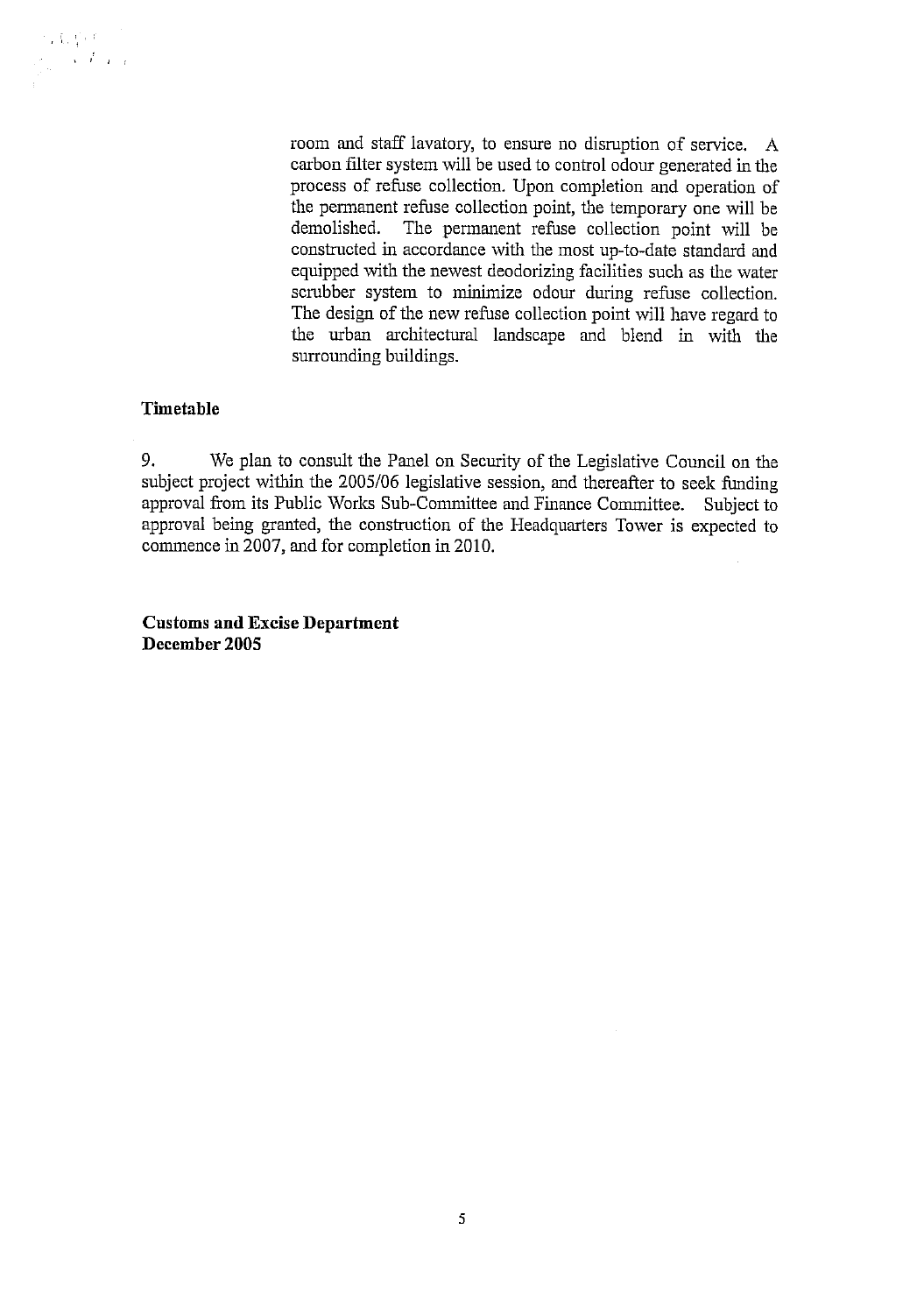room and staff lavatory, to ensure no disruption of service. A carbon filter system will be used to control odour generated in the process of refuse collection. Upon completion and operation of the permanent refuse collection point, the temporary one will be demolished. The permanent refuse collection point will be constructed in accordance with the most up-to-date standard and equipped with the newest deodorizing facilities such as the water scrubber system to minimize odour during refuse collection. The design of the new refuse collection point will have regard to the urban architectural landscape and blend in with the surrounding buildings.

**Timetable**

9. We plan to consult the Panel on Security of the Legislative Council on the subject project within the 2005/06 legislative session, and thereafter to seek funding approval from its Public Works Sub-Committee and Finance Committee. Subject to approval being granted, the construction of the Headquarters Tower is expected to commence in 2007, and for completion in 2010.

**Customs and Excise Department**
**December 2005**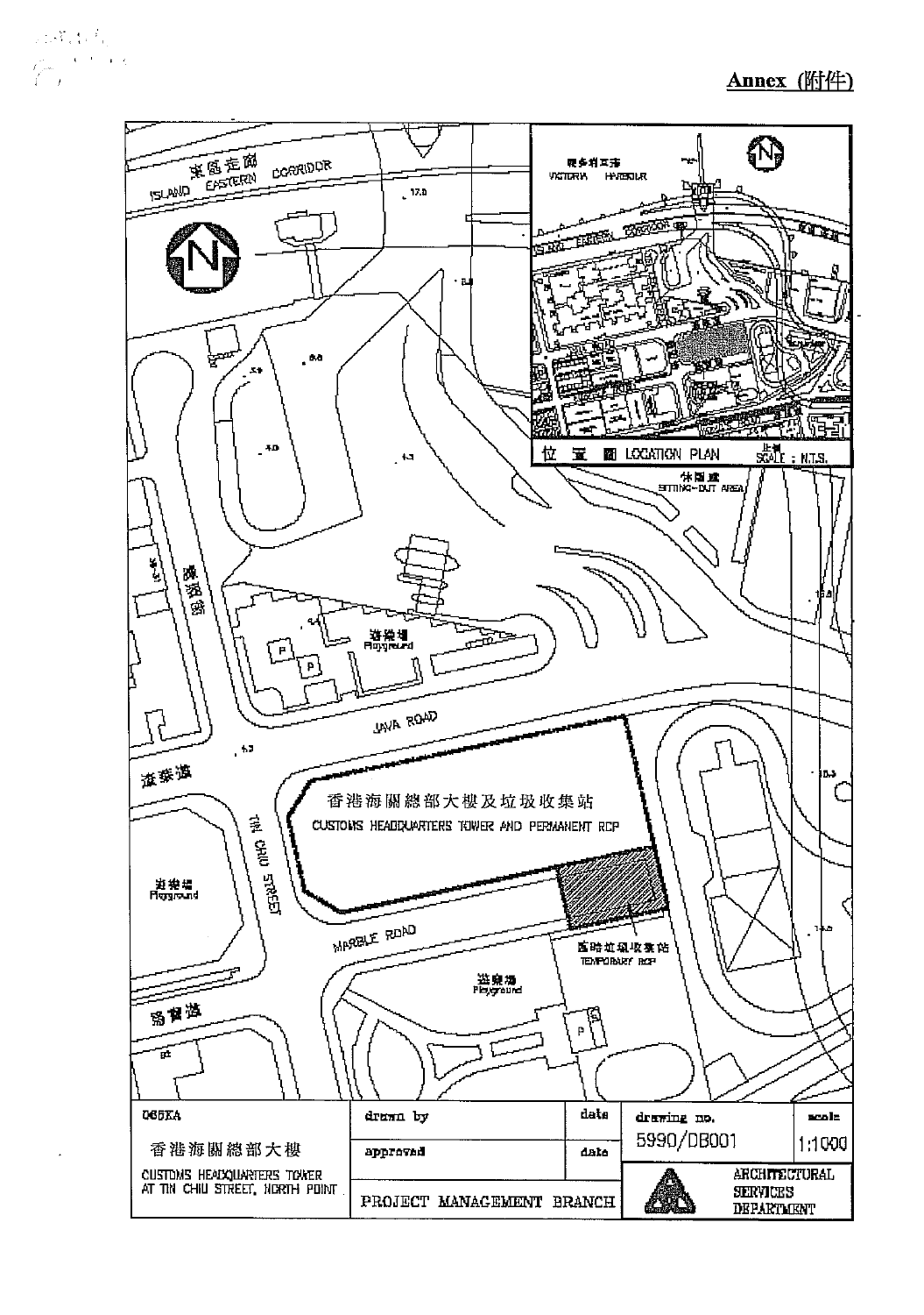**Annex (附件)**

東區走廊 ISLAND EASTERN CORRIDOR

維多利亞港 VICTORIA HARBOUR

位置圖 LOCATION PLAN 比例 SCALE : N.T.S.

休憩處 SITTING-OUT AREA

遊樂場 Playground

JAVA ROAD

渣華道

香港海關總部大樓及垃圾收集站

CUSTOMS HEADQUARTERS TOWER AND PERMANENT RCP

TIN CHIU STREET

MARBLE ROAD

臨時垃圾收集站 TEMPORARY RCP

遊樂場 Playground

馬寶道

| 065KA | drawn by | date | drawing no. | scale |
|---|---|---|---|---|
| 香港海關總部大樓 | approved | date | 5990/DB001 | 1:1000 |
| CUSTOMS HEADQUARTERS TOWER AT TIN CHIU STREET, NORTH POINT | PROJECT MANAGEMENT BRANCH | | ARCHITECTURAL SERVICES DEPARTMENT | |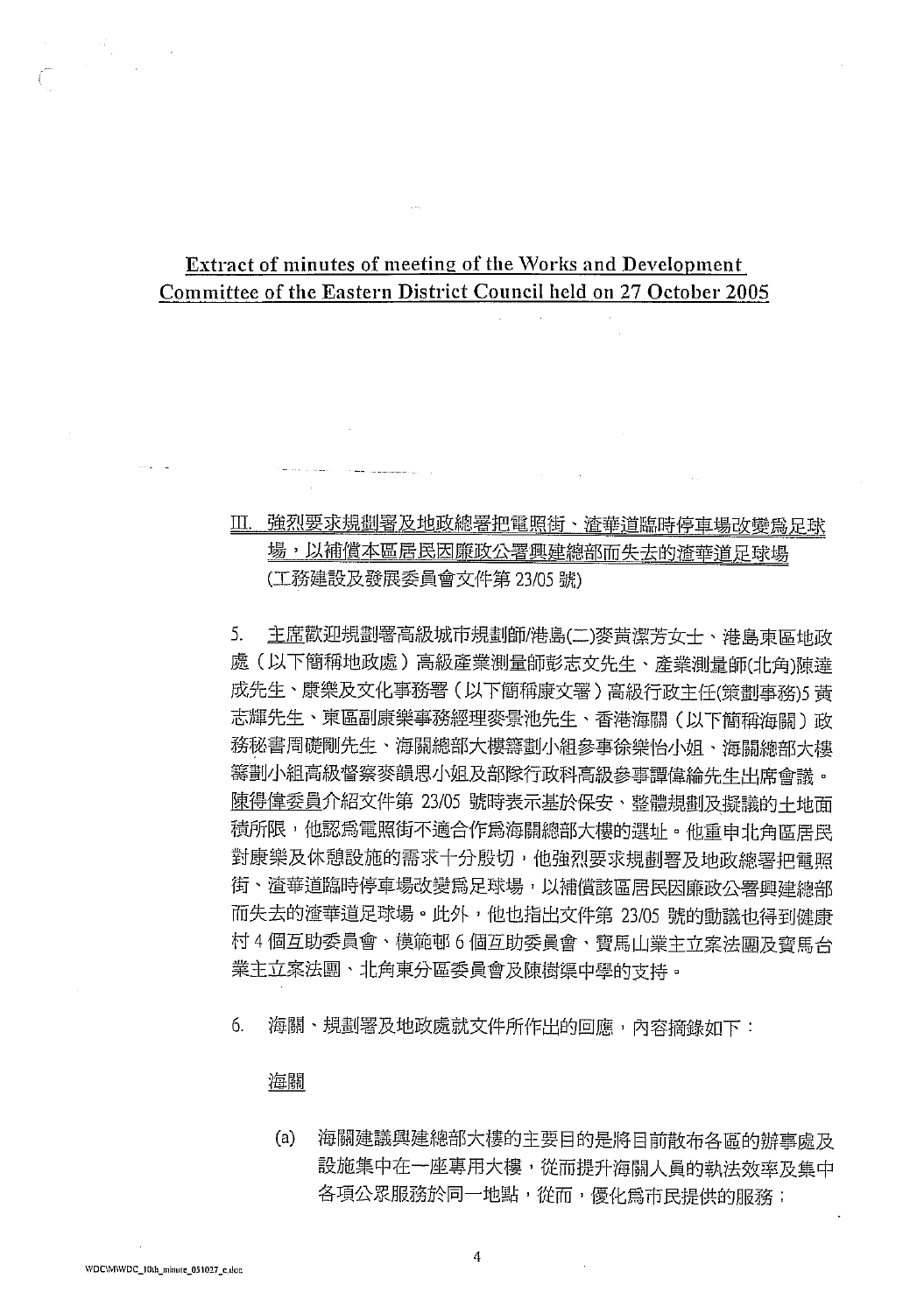# Extract of minutes of meeting of the Works and Development Committee of the Eastern District Council held on 27 October 2005

III. 強烈要求規劃署及地政總署把電照街、渣華道臨時停車場改變爲足球場，以補償本區居民因廉政公署興建總部而失去的渣華道足球場
(工務建設及發展委員會文件第 23/05 號)

5. 主席歡迎規劃署高級城市規劃師/港島(二)麥黃潔芳女士、港島東區地政處（以下簡稱地政處）高級產業測量師彭志文先生、產業測量師(北角)陳達成先生、康樂及文化事務署（以下簡稱康文署）高級行政主任(策劃事務)5 黃志輝先生、東區副康樂事務經理麥景池先生、香港海關（以下簡稱海關）政務秘書周礎剛先生、海關總部大樓籌劃小組參事徐樂怡小姐、海關總部大樓籌劃小組高級督察麥韻思小姐及部隊行政科高級參事譚偉綸先生出席會議。陳得偉委員介紹文件第 23/05 號時表示基於保安、整體規劃及擬議的土地面積所限，他認爲電照街不適合作爲海關總部大樓的選址。他重申北角區居民對康樂及休憩設施的需求十分殷切，他強烈要求規劃署及地政總署把電照街、渣華道臨時停車場改變爲足球場，以補償該區居民因廉政公署興建總部而失去的渣華道足球場。此外，他也指出文件第 23/05 號的動議也得到健康村 4 個互助委員會、模範邨 6 個互助委員會、寶馬山業主立案法團及寶馬台業主立案法團、北角東分區委員會及陳樹渠中學的支持。

6. 海關、規劃署及地政處就文件所作出的回應，內容摘錄如下：

海關

(a) 海關建議興建總部大樓的主要目的是將目前散布各區的辦事處及設施集中在一座專用大樓，從而提升海關人員的執法效率及集中各項公眾服務於同一地點，從而，優化爲市民提供的服務；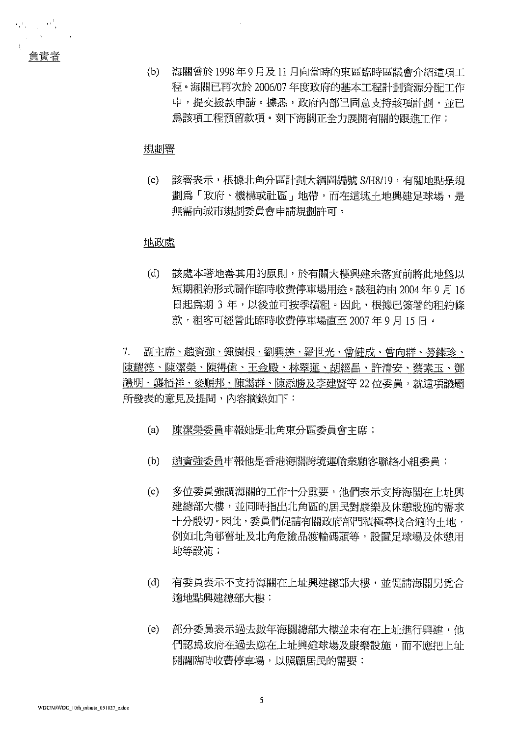負責者

(b) 海關曾於1998年9月及11月向當時的東區臨時區議會介紹這項工程。海關已再次於2006/07年度政府的基本工程計劃資源分配工作中，提交撥款申請。據悉，政府內部已同意支持該項計劃，並已爲該項工程預留款項。刻下海關正全力展開有關的跟進工作；

規劃署

(c) 該署表示，根據北角分區計劃大綱圖編號S/H8/19，有關地點是規劃爲「政府、機構或社區」地帶，而在這塊土地興建足球場，是無需向城市規劃委員會申請規劃許可。

地政處

(d) 該處本著地善其用的原則，於有關大樓興建未落實前將此地盤以短期租約形式闢作臨時收費停車場用途。該租約由2004年9月16日起爲期3年，以後並可按季續租。因此，根據已簽署的租約條款，租客可經營此臨時收費停車場直至2007年9月15日。

7. 副主席、趙資強、鍾樹根、劉興達、羅世光、曾健成、曾向群、勞鍱珍、陳耀德、陳潔榮、陳得偉、王金殿、林翠蓮、胡經昌、許清安、蔡素玉、鄧禮明、龔栢祥、麥順邦、陳靄群、陳添勝及李建賢等22位委員，就這項議題所發表的意見及提問，內容摘錄如下：

(a) 陳潔榮委員申報她是北角東分區委員會主席；

(b) 趙資強委員申報他是香港海關跨境運輸業顧客聯絡小組委員；

(c) 多位委員強調海關的工作十分重要，他們表示支持海關在上址興建總部大樓，並同時指出北角區的居民對康樂及休憩設施的需求十分殷切。因此，委員們促請有關政府部門積極尋找合適的土地，例如北角邨舊址及北角危險品渡輪碼頭等，設置足球場及休憩用地等設施；

(d) 有委員表示不支持海關在上址興建總部大樓，並促請海關另覓合適地點興建總部大樓；

(e) 部分委員表示過去數年海關總部大樓並未有在上址進行興建，他們認爲政府在過去應在上址興建球場及康樂設施，而不應把上址開闢臨時收費停車場，以照顧居民的需要；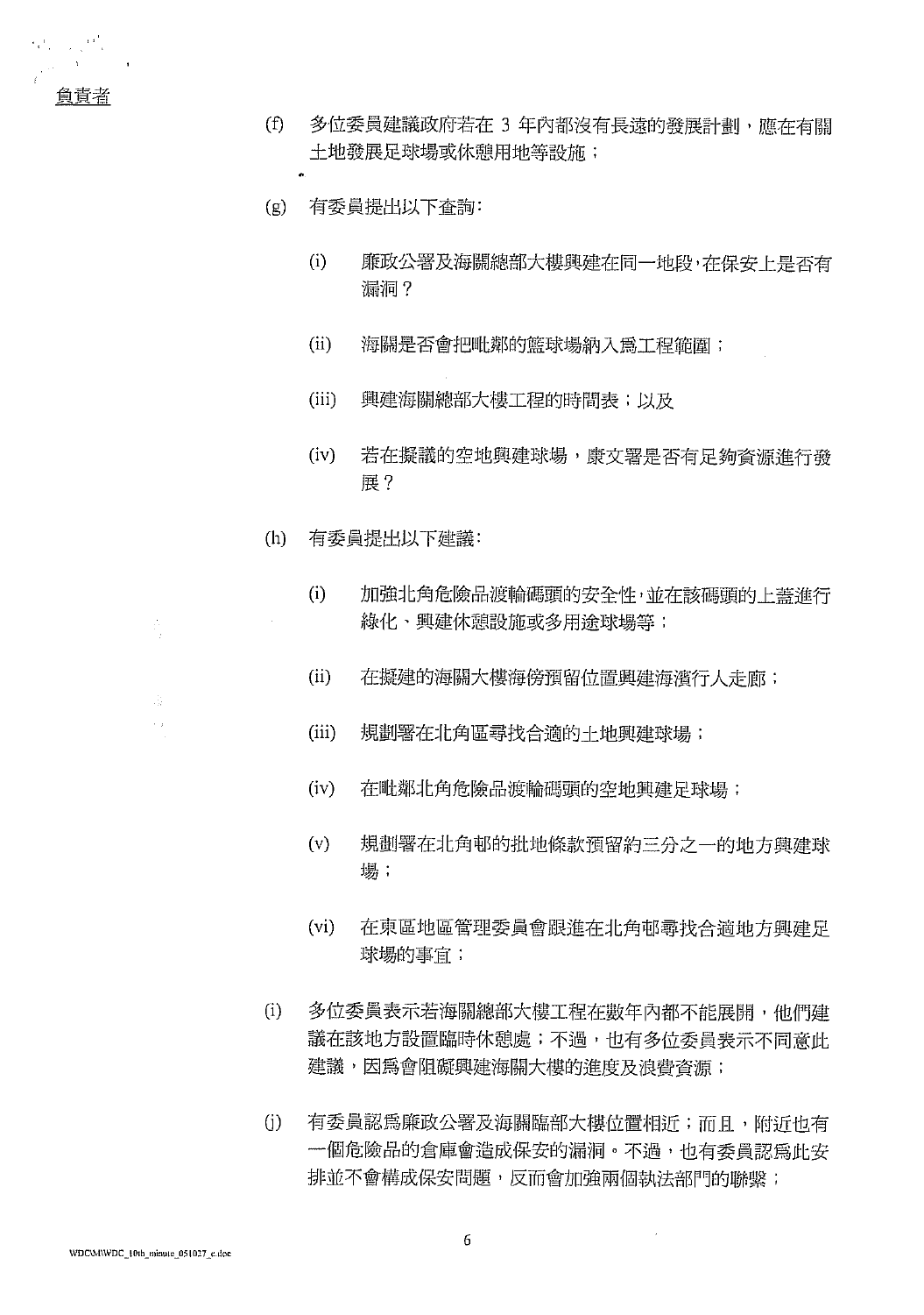負責者

(f) 多位委員建議政府若在 3 年內都沒有長遠的發展計劃，應在有關土地發展足球場或休憩用地等設施；

(g) 有委員提出以下查詢：

(i) 廉政公署及海關總部大樓興建在同一地段，在保安上是否有漏洞？

(ii) 海關是否會把毗鄰的籃球場納入爲工程範圍；

(iii) 興建海關總部大樓工程的時間表；以及

(iv) 若在擬議的空地興建球場，康文署是否有足夠資源進行發展？

(h) 有委員提出以下建議：

(i) 加強北角危險品渡輪碼頭的安全性，並在該碼頭的上蓋進行綠化、興建休憩設施或多用途球場等；

(ii) 在擬建的海關大樓海傍預留位置興建海濱行人走廊；

(iii) 規劃署在北角區尋找合適的土地興建球場；

(iv) 在毗鄰北角危險品渡輪碼頭的空地興建足球場；

(v) 規劃署在北角邨的批地條款預留約三分之一的地方興建球場；

(vi) 在東區地區管理委員會跟進在北角邨尋找合適地方興建足球場的事宜；

(i) 多位委員表示若海關總部大樓工程在數年內都不能展開，他們建議在該地方設置臨時休憩處；不過，也有多位委員表示不同意此建議，因爲會阻礙興建海關大樓的進度及浪費資源；

(j) 有委員認爲廉政公署及海關臨部大樓位置相近；而且，附近也有一個危險品的倉庫會造成保安的漏洞。不過，也有委員認爲此安排並不會構成保安問題，反而會加強兩個執法部門的聯繫；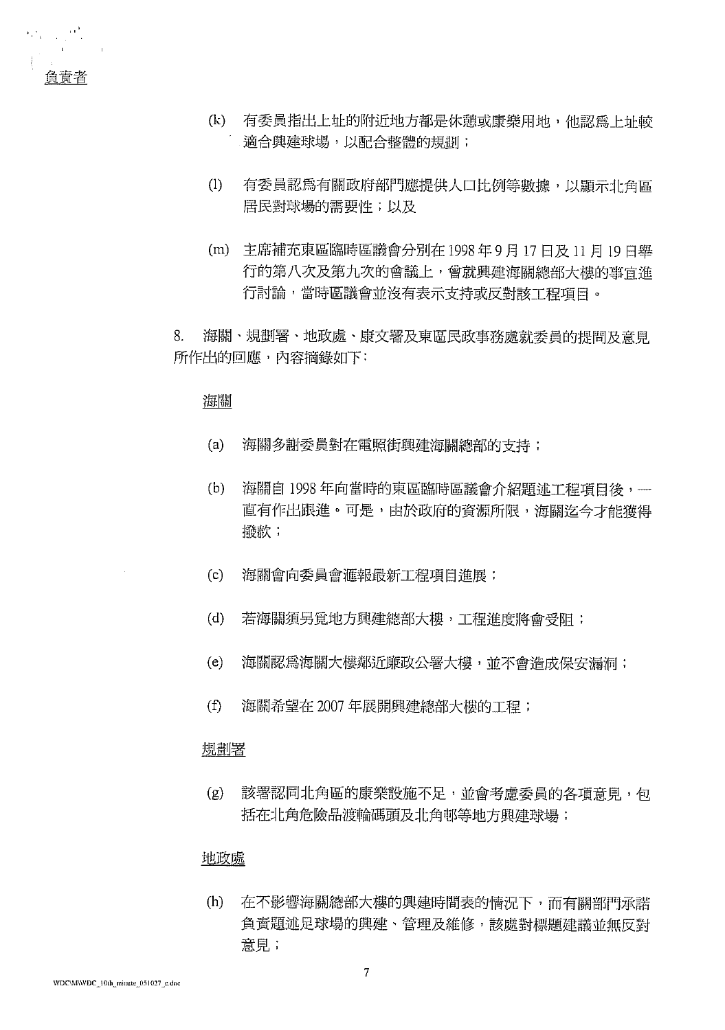負責者

(k) 有委員指出上址的附近地方都是休憩或康樂用地，他認爲上址較適合興建球場，以配合整體的規劃；

(l) 有委員認爲有關政府部門應提供人口比例等數據，以顯示北角區居民對球場的需要性；以及

(m) 主席補充東區臨時區議會分別在 1998 年 9 月 17 日及 11 月 19 日舉行的第八次及第九次的會議上，曾就興建海關總部大樓的事宜進行討論，當時區議會並沒有表示支持或反對該工程項目。

8. 海關、規劃署、地政處、康文署及東區民政事務處就委員的提問及意見所作出的回應，內容摘錄如下：

<u>海關</u>

(a) 海關多謝委員對在電照街興建海關總部的支持；

(b) 海關自 1998 年向當時的東區臨時區議會介紹題述工程項目後，一直有作出跟進。可是，由於政府的資源所限，海關迄今才能獲得撥款；

(c) 海關會向委員會滙報最新工程項目進展；

(d) 若海關須另覓地方興建總部大樓，工程進度將會受阻；

(e) 海關認爲海關大樓鄰近廉政公署大樓，並不會造成保安漏洞；

(f) 海關希望在 2007 年展開興建總部大樓的工程；

<u>規劃署</u>

(g) 該署認同北角區的康樂設施不足，並會考慮委員的各項意見，包括在北角危險品渡輪碼頭及北角邨等地方興建球場；

<u>地政處</u>

(h) 在不影響海關總部大樓的興建時間表的情況下，而有關部門承諾負責題述足球場的興建、管理及維修，該處對標題建議並無反對意見；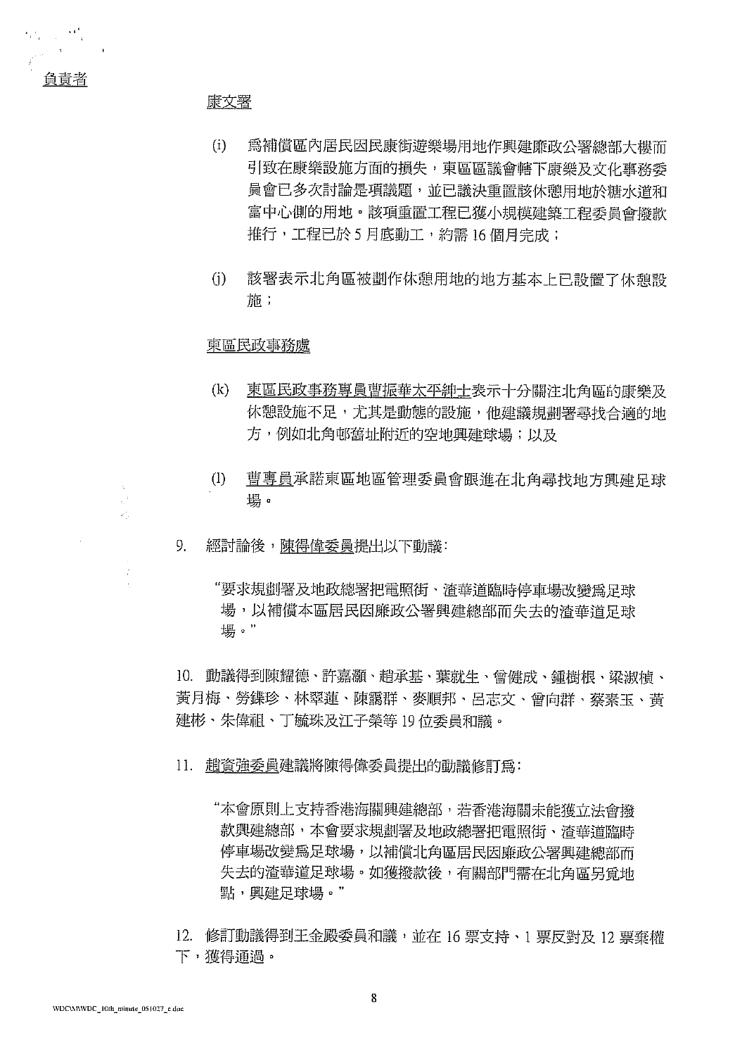負責者

康文署

(i) 爲補償區內居民因民康街遊樂場用地作興建廉政公署總部大樓而引致在康樂設施方面的損失，東區區議會轄下康樂及文化事務委員會已多次討論是項議題，並已議決重置該休憩用地於糖水道和富中心側的用地。該項重置工程已獲小規模建築工程委員會撥款推行，工程已於 5 月底動工，約需 16 個月完成；

(j) 該署表示北角區被劃作休憩用地的地方基本上已設置了休憩設施；

東區民政事務處

(k) 東區民政事務專員曹振華太平紳士表示十分關注北角區的康樂及休憩設施不足，尤其是動態的設施，他建議規劃署尋找合適的地方，例如北角邨舊址附近的空地興建球場；以及

(l) 曹專員承諾東區地區管理委員會跟進在北角尋找地方興建足球場。

9. 經討論後，陳得偉委員提出以下動議:

"要求規劃署及地政總署把電照街、渣華道臨時停車場改變爲足球場，以補償本區居民因廉政公署興建總部而失去的渣華道足球場。"

10. 動議得到陳耀德、許嘉灝、趙承基、葉就生、曾健成、鍾樹根、梁淑楨、黃月梅、勞鍱珍、林翠蓮、陳靄群、麥順邦、呂志文、曾向群、蔡素玉、黃建彬、朱偉祖、丁毓珠及江子榮等 19 位委員和議。

11. 趙資強委員建議將陳得偉委員提出的動議修訂爲:

"本會原則上支持香港海關興建總部，若香港海關未能獲立法會撥款興建總部，本會要求規劃署及地政總署把電照街、渣華道臨時停車場改變爲足球場，以補償北角區居民因廉政公署興建總部而失去的渣華道足球場。如獲撥款後，有關部門需在北角區另覓地點，興建足球場。"

12. 修訂動議得到王金殿委員和議，並在 16 票支持、1 票反對及 12 票棄權下，獲得通過。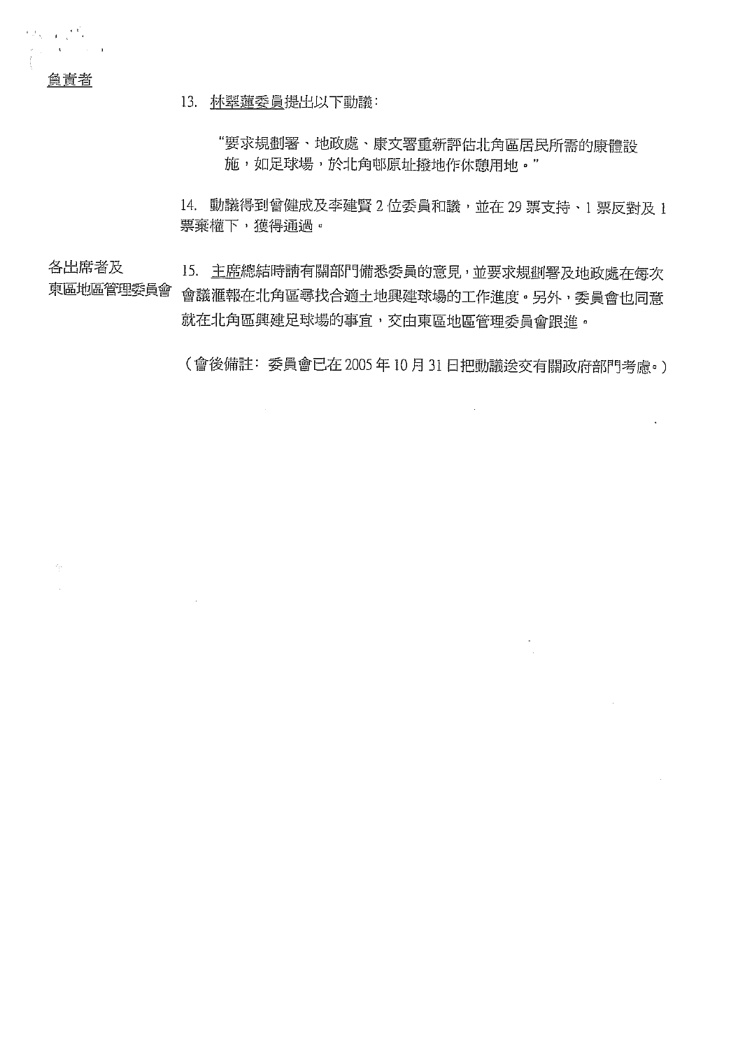負責者

13. 林翠蓮委員提出以下動議：

"要求規劃署、地政處、康文署重新評估北角區居民所需的康體設施，如足球場，於北角邨原址撥地作休憩用地。"

14. 動議得到曾健成及李建賢 2 位委員和議，並在 29 票支持、1 票反對及 1 票棄權下，獲得通過。

各出席者及東區地區管理委員會

15. 主席總結時請有關部門備悉委員的意見，並要求規劃署及地政處在每次會議滙報在北角區尋找合適土地興建球場的工作進度。另外，委員會也同意就在北角區興建足球場的事宜，交由東區地區管理委員會跟進。

（會後備註：委員會已在 2005 年 10 月 31 日把動議送交有關政府部門考慮。）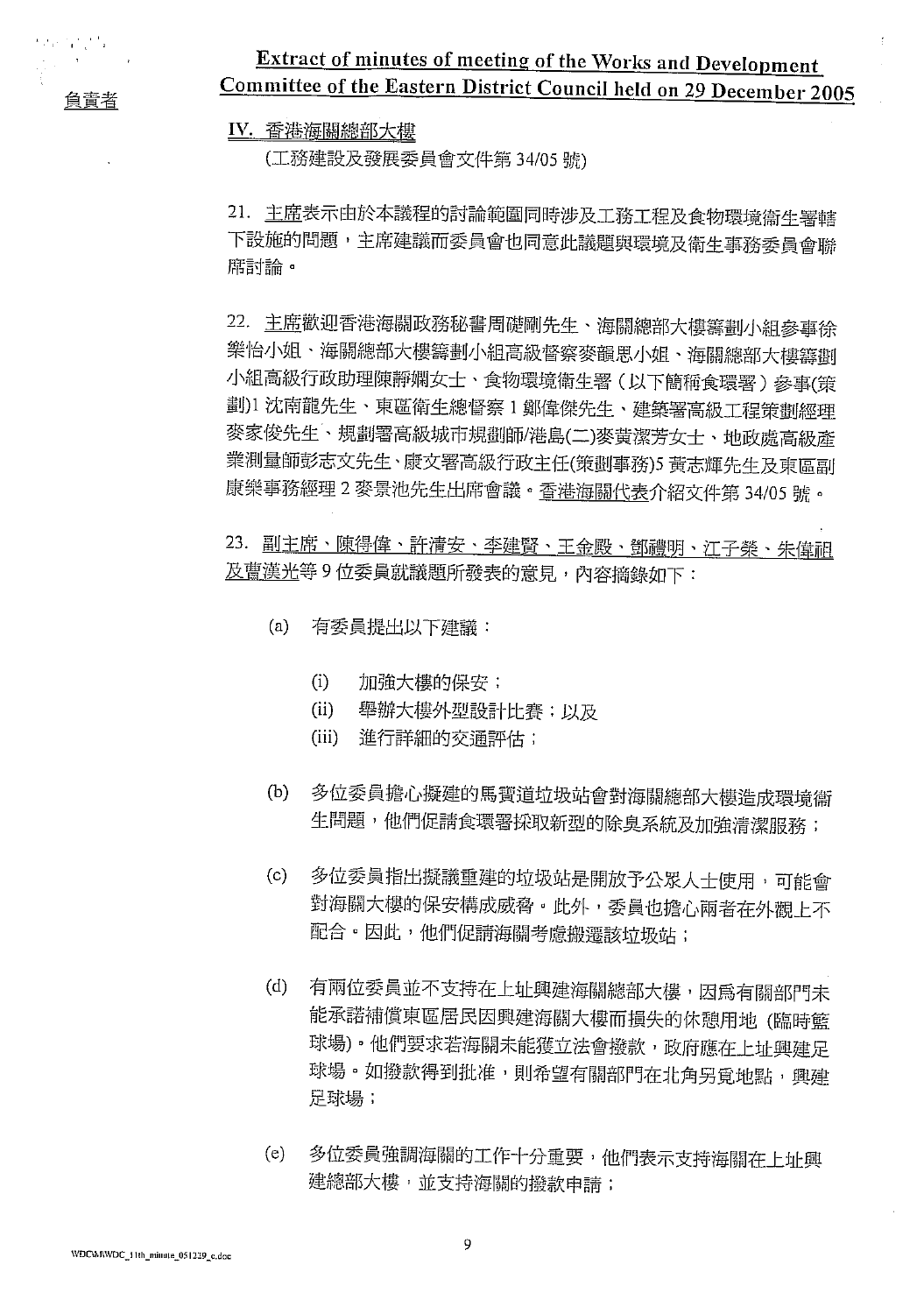## Extract of minutes of meeting of the Works and Development Committee of the Eastern District Council held on 29 December 2005

負責者

**IV. 香港海關總部大樓**

(工務建設及發展委員會文件第 34/05 號)

21. 主席表示由於本議程的討論範圍同時涉及工務工程及食物環境衞生署轄下設施的問題，主席建議而委員會也同意此議題與環境及衞生事務委員會聯席討論。

22. 主席歡迎香港海關政務秘書周礎剛先生、海關總部大樓籌劃小組參事徐樂怡小姐、海關總部大樓籌劃小組高級督察麥韻思小姐、海關總部大樓籌劃小組高級行政助理陳靜嫻女士、食物環境衞生署（以下簡稱食環署）參事(策劃)1 沈南龍先生、東區衞生總督察 1 鄭偉傑先生、建築署高級工程策劃經理麥家俊先生、規劃署高級城市規劃師/港島(二)麥黃潔芳女士、地政處高級產業測量師彭志文先生、康文署高級行政主任(策劃事務)5 黃志輝先生及東區副康樂事務經理 2 麥景池先生出席會議。香港海關代表介紹文件第 34/05 號。

23. 副主席、陳得偉、許清安、李建賢、王金殿、鄧禮明、江子榮、朱偉租及曹漢光等 9 位委員就議題所發表的意見，內容摘錄如下：

(a) 有委員提出以下建議：

  (i) 加強大樓的保安；
  (ii) 舉辦大樓外型設計比賽；以及
  (iii) 進行詳細的交通評估；

(b) 多位委員擔心擬建的馬寶道垃圾站會對海關總部大樓造成環境衞生問題，他們促請食環署採取新型的除臭系統及加強清潔服務；

(c) 多位委員指出擬議重建的垃圾站是開放予公眾人士使用，可能會對海關大樓的保安構成威脅。此外，委員也擔心兩者在外觀上不配合。因此，他們促請海關考慮搬遷該垃圾站；

(d) 有兩位委員並不支持在上址興建海關總部大樓，因爲有關部門未能承諾補償東區居民因興建海關大樓而損失的休憩用地 (臨時籃球場)。他們要求若海關未能獲立法會撥款，政府應在上址興建足球場。如撥款得到批准，則希望有關部門在北角另覓地點，興建足球場；

(e) 多位委員強調海關的工作十分重要，他們表示支持海關在上址興建總部大樓，並支持海關的撥款申請；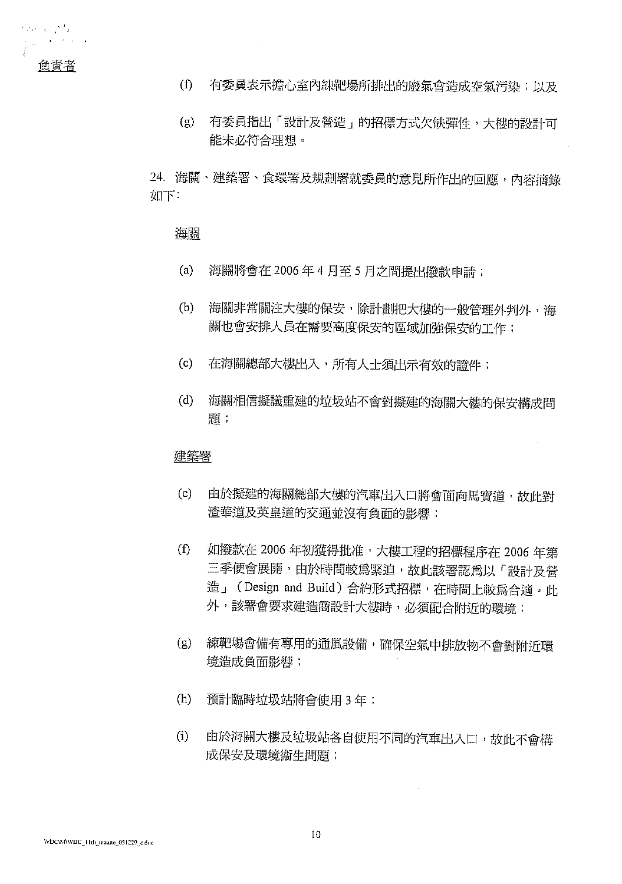負責者

(f) 有委員表示擔心室內練靶場所排出的廢氣會造成空氣污染；以及

(g) 有委員指出「設計及營造」的招標方式欠缺彈性，大樓的設計可能未必符合理想。

24. 海關、建築署、食環署及規劃署就委員的意見所作出的回應，內容摘錄如下：

海關

(a) 海關將會在 2006 年 4 月至 5 月之間提出撥款申請；

(b) 海關非常關注大樓的保安，除計劃把大樓的一般管理外判外，海關也會安排人員在需要高度保安的區域加強保安的工作；

(c) 在海關總部大樓出入，所有人士須出示有效的證件；

(d) 海關相信擬議重建的垃圾站不會對擬建的海關大樓的保安構成問題；

建築署

(e) 由於擬建的海關總部大樓的汽車出入口將會面向馬寶道，故此對渣華道及英皇道的交通並沒有負面的影響；

(f) 如撥款在 2006 年初獲得批准，大樓工程的招標程序在 2006 年第三季便會展開，由於時間較爲緊迫，故此該署認爲以「設計及營造」（Design and Build）合約形式招標，在時間上較爲合適。此外，該署會要求建造商設計大樓時，必須配合附近的環境；

(g) 練靶場會備有專用的通風設備，確保空氣中排放物不會對附近環境造成負面影響；

(h) 預計臨時垃圾站將會使用 3 年；

(i) 由於海關大樓及垃圾站各自使用不同的汽車出入口，故此不會構成保安及環境衛生問題；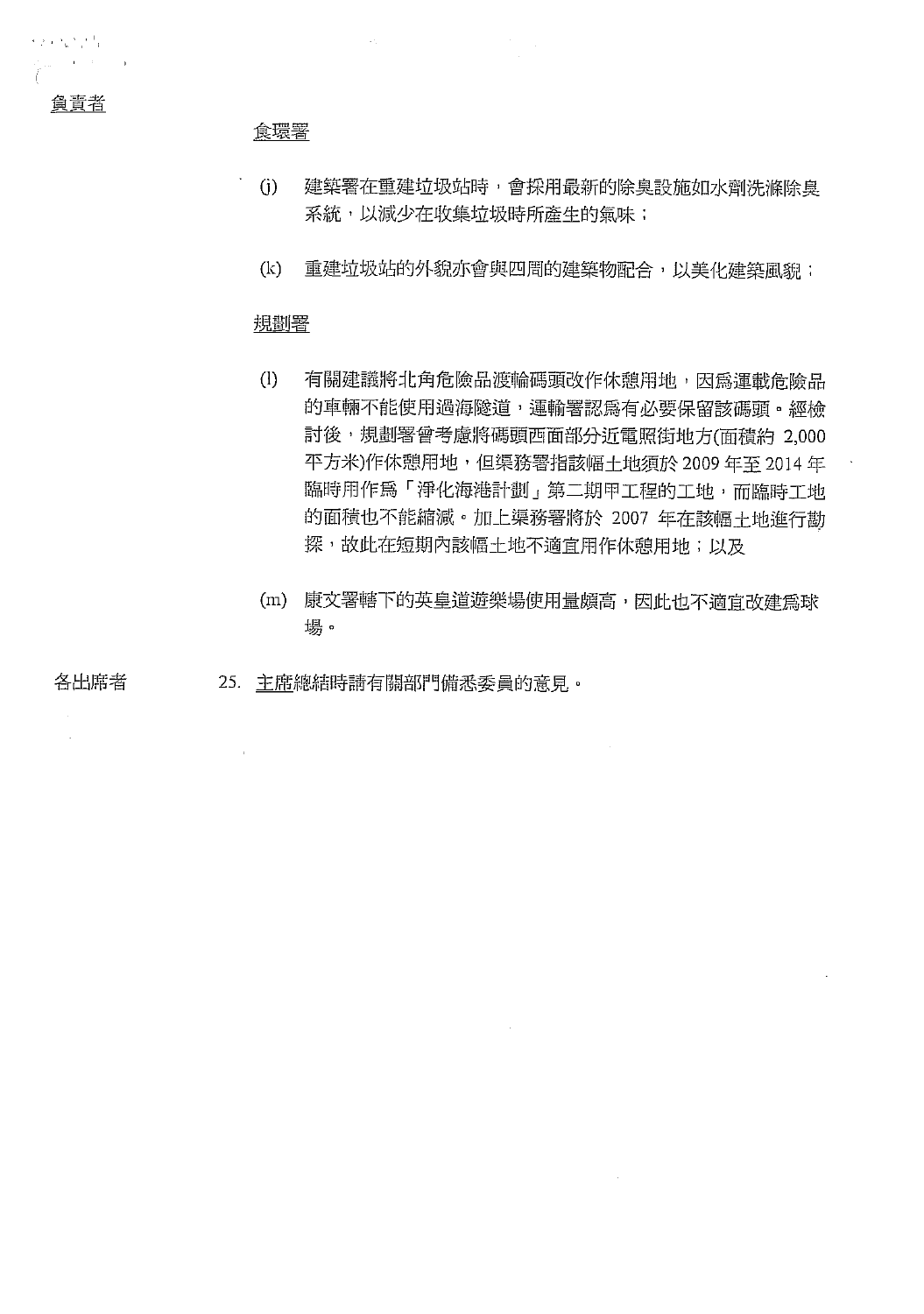負責者

食環署

(j) 建築署在重建垃圾站時，會採用最新的除臭設施如水劑洗滌除臭系統，以減少在收集垃圾時所產生的氣味；

(k) 重建垃圾站的外貌亦會與四周的建築物配合，以美化建築風貌；

規劃署

(l) 有關建議將北角危險品渡輪碼頭改作休憩用地，因爲運載危險品的車輛不能使用過海隧道，運輸署認爲有必要保留該碼頭。經檢討後，規劃署曾考慮將碼頭西面部分近電照街地方(面積約 2,000 平方米)作休憩用地，但渠務署指該幅土地須於 2009 年至 2014 年臨時用作爲「淨化海港計劃」第二期甲工程的工地，而臨時工地的面積也不能縮減。加上渠務署將於 2007 年在該幅土地進行勘探，故此在短期內該幅土地不適宜用作休憩用地；以及

(m) 康文署轄下的英皇道遊樂場使用量頗高，因此也不適宜改建爲球場。

各出席者

25. 主席總結時請有關部門備悉委員的意見。